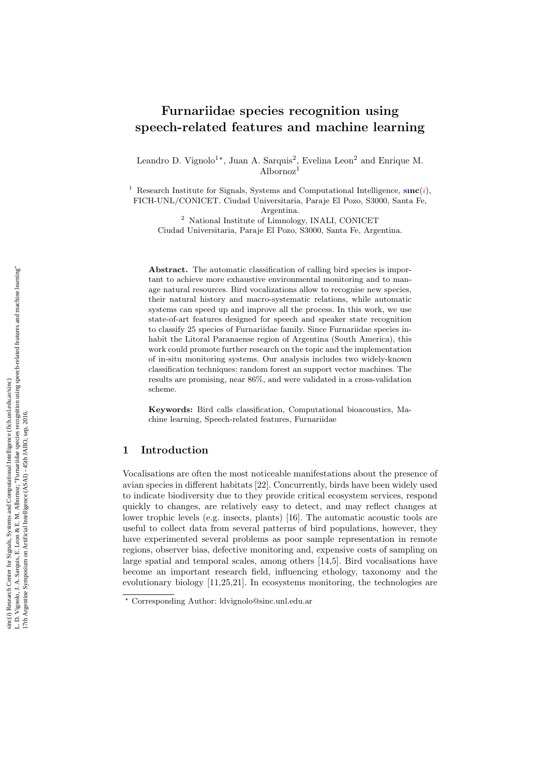# Furnariidae species recognition using speech-related features and machine learning

Leandro D. Vignolo[1]*, Juan A. Sarquis[2], Evelina Leon[2] and Enrique M. Albornoz[1]

[1] Research Institute for Signals, Systems and Computational Intelligence, **sınc**(*i*), FICH-UNL/CONICET. Ciudad Universitaria, Paraje El Pozo, S3000, Santa Fe, Argentina.

[2] National Institute of Limnology, INALI, CONICET Ciudad Universitaria, Paraje El Pozo, S3000, Santa Fe, Argentina.

**Abstract.** The automatic classification of calling bird species is important to achieve more exhaustive environmental monitoring and to manage natural resources. Bird vocalizations allow to recognise new species, their natural history and macro-systematic relations, while automatic systems can speed up and improve all the process. In this work, we use state-of-art features designed for speech and speaker state recognition to classify 25 species of Furnariidae family. Since Furnariidae species inhabit the Litoral Paranaense region of Argentina (South America), this work could promote further research on the topic and the implementation of in-situ monitoring systems. Our analysis includes two widely-known classification techniques: random forest an support vector machines. The results are promising, near 86%, and were validated in a cross-validation scheme.

**Keywords:** Bird calls classification, Computational bioacoustics, Machine learning, Speech-related features, Furnariidae

## 1 Introduction

Vocalisations are often the most noticeable manifestations about the presence of avian species in different habitats [22]. Concurrently, birds have been widely used to indicate biodiversity due to they provide critical ecosystem services, respond quickly to changes, are relatively easy to detect, and may reflect changes at lower trophic levels (e.g. insects, plants) [16]. The automatic acoustic tools are useful to collect data from several patterns of bird populations, however, they have experimented several problems as poor sample representation in remote regions, observer bias, defective monitoring and, expensive costs of sampling on large spatial and temporal scales, among others [14,5]. Bird vocalisations have become an important research field, influencing ethology, taxonomy and the evolutionary biology [11,25,21]. In ecosystems monitoring, the technologies are

* Corresponding Author: ldvignolo@sinc.unl.edu.ar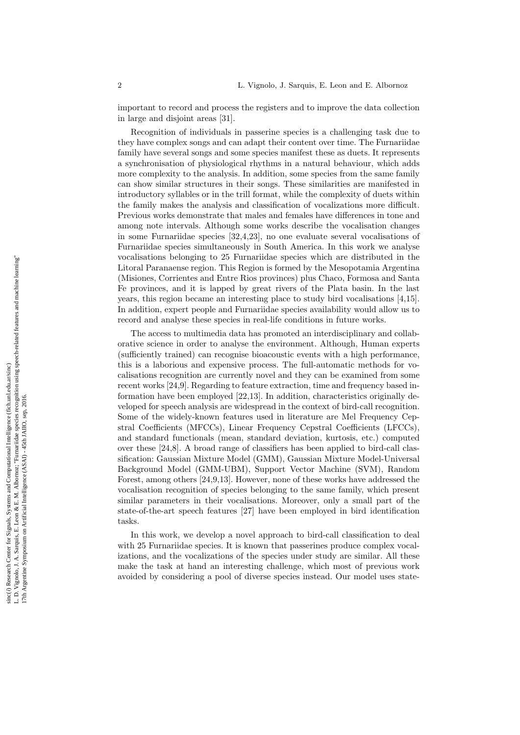important to record and process the registers and to improve the data collection in large and disjoint areas [31].

Recognition of individuals in passerine species is a challenging task due to they have complex songs and can adapt their content over time. The Furnariidae family have several songs and some species manifest these as duets. It represents a synchronisation of physiological rhythms in a natural behaviour, which adds more complexity to the analysis. In addition, some species from the same family can show similar structures in their songs. These similarities are manifested in introductory syllables or in the trill format, while the complexity of duets within the family makes the analysis and classification of vocalizations more difficult. Previous works demonstrate that males and females have differences in tone and among note intervals. Although some works describe the vocalisation changes in some Furnariidae species [32,4,23], no one evaluate several vocalisations of Furnariidae species simultaneously in South America. In this work we analyse vocalisations belonging to 25 Furnariidae species which are distributed in the Litoral Paranaense region. This Region is formed by the Mesopotamia Argentina (Misiones, Corrientes and Entre Rios provinces) plus Chaco, Formosa and Santa Fe provinces, and it is lapped by great rivers of the Plata basin. In the last years, this region became an interesting place to study bird vocalisations [4,15]. In addition, expert people and Furnariidae species availability would allow us to record and analyse these species in real-life conditions in future works.

The access to multimedia data has promoted an interdisciplinary and collaborative science in order to analyse the environment. Although, Human experts (sufficiently trained) can recognise bioacoustic events with a high performance, this is a laborious and expensive process. The full-automatic methods for vocalisations recognition are currently novel and they can be examined from some recent works [24,9]. Regarding to feature extraction, time and frequency based information have been employed [22,13]. In addition, characteristics originally developed for speech analysis are widespread in the context of bird-call recognition. Some of the widely-known features used in literature are Mel Frequency Cepstral Coefficients (MFCCs), Linear Frequency Cepstral Coefficients (LFCCs), and standard functionals (mean, standard deviation, kurtosis, etc.) computed over these [24,8]. A broad range of classifiers has been applied to bird-call classification: Gaussian Mixture Model (GMM), Gaussian Mixture Model-Universal Background Model (GMM-UBM), Support Vector Machine (SVM), Random Forest, among others [24,9,13]. However, none of these works have addressed the vocalisation recognition of species belonging to the same family, which present similar parameters in their vocalisations. Moreover, only a small part of the state-of-the-art speech features [27] have been employed in bird identification tasks.

In this work, we develop a novel approach to bird-call classification to deal with 25 Furnariidae species. It is known that passerines produce complex vocalizations, and the vocalizations of the species under study are similar. All these make the task at hand an interesting challenge, which most of previous work avoided by considering a pool of diverse species instead. Our model uses state-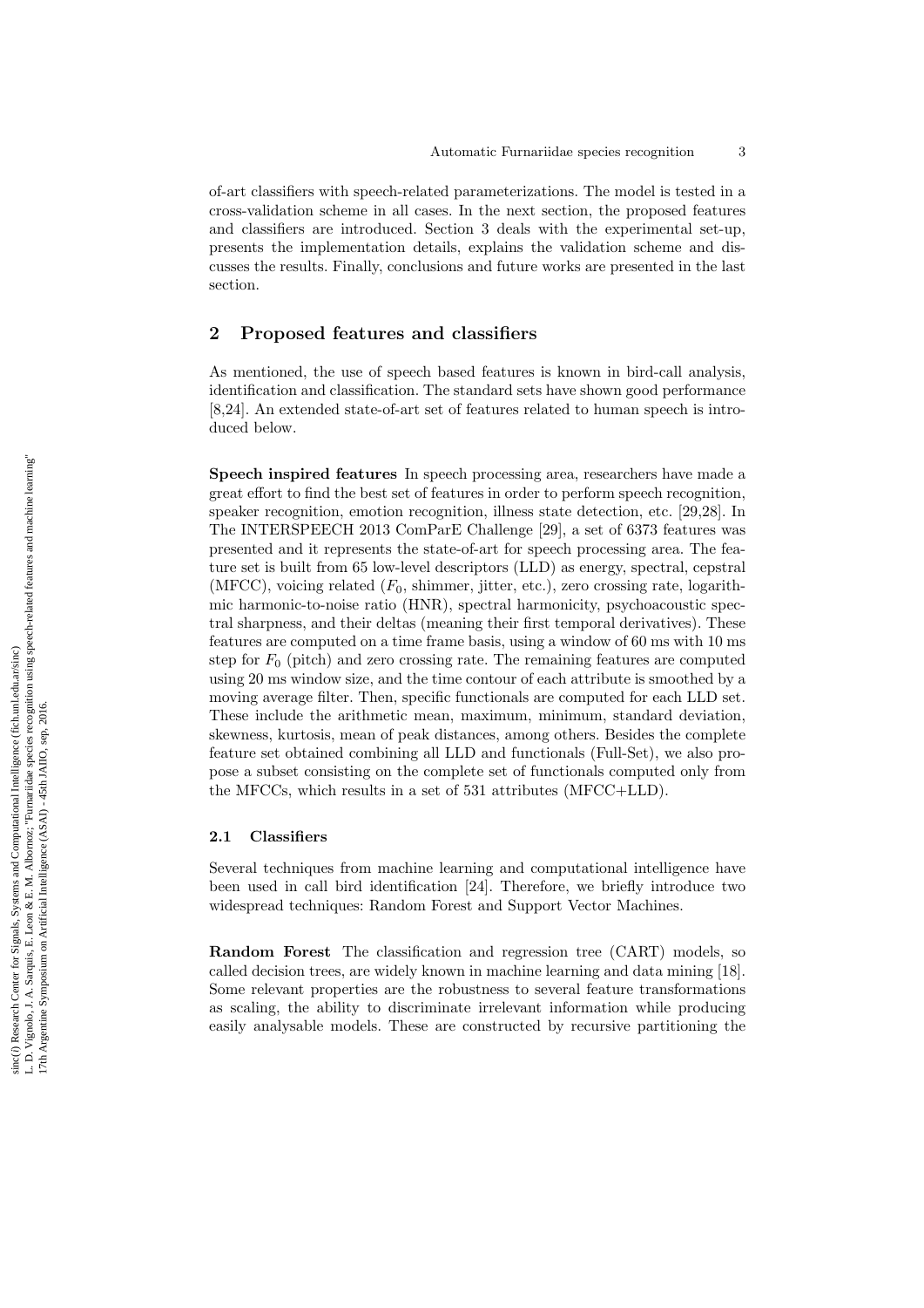of-art classifiers with speech-related parameterizations. The model is tested in a cross-validation scheme in all cases. In the next section, the proposed features and classifiers are introduced. Section 3 deals with the experimental set-up, presents the implementation details, explains the validation scheme and discusses the results. Finally, conclusions and future works are presented in the last section.

## 2 Proposed features and classifiers

As mentioned, the use of speech based features is known in bird-call analysis, identification and classification. The standard sets have shown good performance [8,24]. An extended state-of-art set of features related to human speech is introduced below.

**Speech inspired features** In speech processing area, researchers have made a great effort to find the best set of features in order to perform speech recognition, speaker recognition, emotion recognition, illness state detection, etc. [29,28]. In The INTERSPEECH 2013 ComParE Challenge [29], a set of 6373 features was presented and it represents the state-of-art for speech processing area. The feature set is built from 65 low-level descriptors (LLD) as energy, spectral, cepstral (MFCC), voicing related ($F_0$, shimmer, jitter, etc.), zero crossing rate, logarithmic harmonic-to-noise ratio (HNR), spectral harmonicity, psychoacoustic spectral sharpness, and their deltas (meaning their first temporal derivatives). These features are computed on a time frame basis, using a window of 60 ms with 10 ms step for $F_0$ (pitch) and zero crossing rate. The remaining features are computed using 20 ms window size, and the time contour of each attribute is smoothed by a moving average filter. Then, specific functionals are computed for each LLD set. These include the arithmetic mean, maximum, minimum, standard deviation, skewness, kurtosis, mean of peak distances, among others. Besides the complete feature set obtained combining all LLD and functionals (Full-Set), we also propose a subset consisting on the complete set of functionals computed only from the MFCCs, which results in a set of 531 attributes (MFCC+LLD).

### 2.1 Classifiers

Several techniques from machine learning and computational intelligence have been used in call bird identification [24]. Therefore, we briefly introduce two widespread techniques: Random Forest and Support Vector Machines.

**Random Forest** The classification and regression tree (CART) models, so called decision trees, are widely known in machine learning and data mining [18]. Some relevant properties are the robustness to several feature transformations as scaling, the ability to discriminate irrelevant information while producing easily analysable models. These are constructed by recursive partitioning the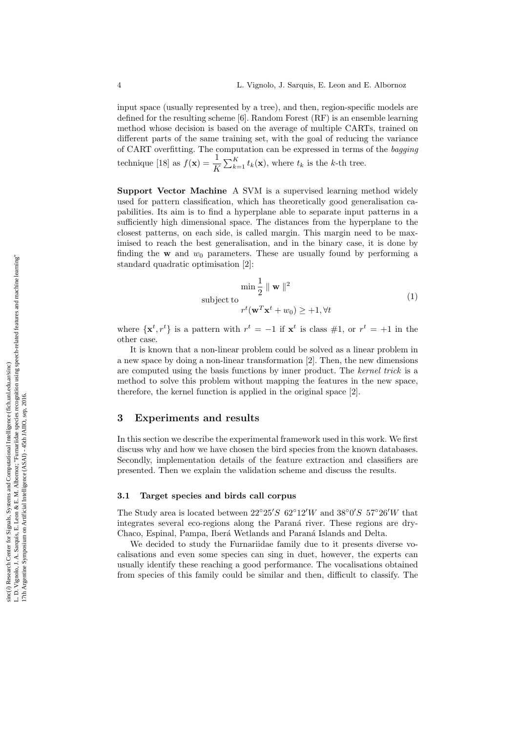input space (usually represented by a tree), and then, region-specific models are defined for the resulting scheme [6]. Random Forest (RF) is an ensemble learning method whose decision is based on the average of multiple CARTs, trained on different parts of the same training set, with the goal of reducing the variance of CART overfitting. The computation can be expressed in terms of the *bagging* technique [18] as $f(\mathbf{x}) = \frac{1}{K}\sum_{k=1}^{K} t_k(\mathbf{x})$, where $t_k$ is the $k$-th tree.

**Support Vector Machine** A SVM is a supervised learning method widely used for pattern classification, which has theoretically good generalisation capabilities. Its aim is to find a hyperplane able to separate input patterns in a sufficiently high dimensional space. The distances from the hyperplane to the closest patterns, on each side, is called margin. This margin need to be maximised to reach the best generalisation, and in the binary case, it is done by finding the $\mathbf{w}$ and $w_0$ parameters. These are usually found by performing a standard quadratic optimisation [2]:

$$
\begin{aligned}
&\min \frac{1}{2} \parallel \mathbf{w} \parallel^2 \\
\text{subject to}& \\
&r^t(\mathbf{w}^T\mathbf{x}^t + w_0) \geq +1, \forall t
\end{aligned}
\tag{1}
$$

where $\{\mathbf{x}^t, r^t\}$ is a pattern with $r^t = -1$ if $\mathbf{x}^t$ is class #1, or $r^t = +1$ in the other case.

It is known that a non-linear problem could be solved as a linear problem in a new space by doing a non-linear transformation [2]. Then, the new dimensions are computed using the basis functions by inner product. The *kernel trick* is a method to solve this problem without mapping the features in the new space, therefore, the kernel function is applied in the original space [2].

## 3 Experiments and results

In this section we describe the experimental framework used in this work. We first discuss why and how we have chosen the bird species from the known databases. Secondly, implementation details of the feature extraction and classifiers are presented. Then we explain the validation scheme and discuss the results.

### 3.1 Target species and birds call corpus

The Study area is located between $22^\circ 25' S$ $62^\circ 12' W$ and $38^\circ 0' S$ $57^\circ 26' W$ that integrates several eco-regions along the Paraná river. These regions are dry-Chaco, Espinal, Pampa, Iberá Wetlands and Paraná Islands and Delta.

We decided to study the Furnariidae family due to it presents diverse vocalisations and even some species can sing in duet, however, the experts can usually identify these reaching a good performance. The vocalisations obtained from species of this family could be similar and then, difficult to classify. The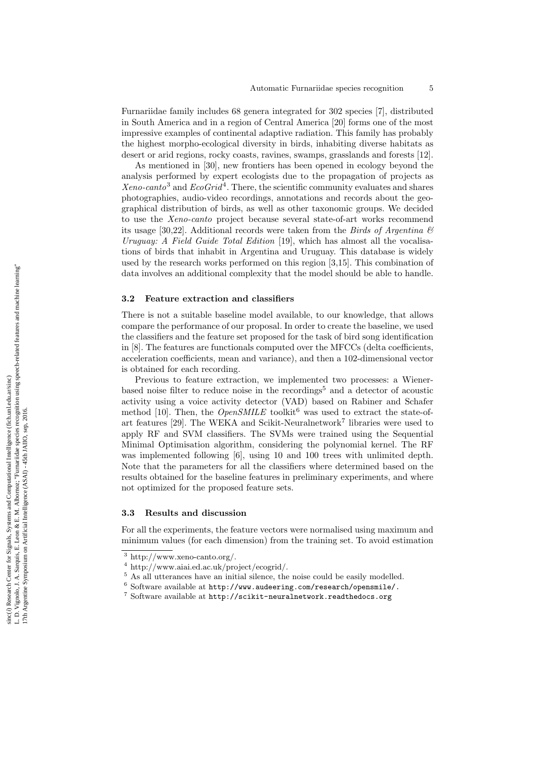Furnariidae family includes 68 genera integrated for 302 species [7], distributed in South America and in a region of Central America [20] forms one of the most impressive examples of continental adaptive radiation. This family has probably the highest morpho-ecological diversity in birds, inhabiting diverse habitats as desert or arid regions, rocky coasts, ravines, swamps, grasslands and forests [12].

As mentioned in [30], new frontiers has been opened in ecology beyond the analysis performed by expert ecologists due to the propagation of projects as *Xeno-canto*[3] and *EcoGrid*[4]. There, the scientific community evaluates and shares photographies, audio-video recordings, annotations and records about the geographical distribution of birds, as well as other taxonomic groups. We decided to use the *Xeno-canto* project because several state-of-art works recommend its usage [30,22]. Additional records were taken from the *Birds of Argentina & Uruguay: A Field Guide Total Edition* [19], which has almost all the vocalisations of birds that inhabit in Argentina and Uruguay. This database is widely used by the research works performed on this region [3,15]. This combination of data involves an additional complexity that the model should be able to handle.

### 3.2 Feature extraction and classifiers

There is not a suitable baseline model available, to our knowledge, that allows compare the performance of our proposal. In order to create the baseline, we used the classifiers and the feature set proposed for the task of bird song identification in [8]. The features are functionals computed over the MFCCs (delta coefficients, acceleration coefficients, mean and variance), and then a 102-dimensional vector is obtained for each recording.

Previous to feature extraction, we implemented two processes: a Wiener-based noise filter to reduce noise in the recordings[5] and a detector of acoustic activity using a voice activity detector (VAD) based on Rabiner and Schafer method [10]. Then, the *OpenSMILE* toolkit[6] was used to extract the state-of-art features [29]. The WEKA and Scikit-Neuralnetwork[7] libraries were used to apply RF and SVM classifiers. The SVMs were trained using the Sequential Minimal Optimisation algorithm, considering the polynomial kernel. The RF was implemented following [6], using 10 and 100 trees with unlimited depth. Note that the parameters for all the classifiers where determined based on the results obtained for the baseline features in preliminary experiments, and where not optimized for the proposed feature sets.

### 3.3 Results and discussion

For all the experiments, the feature vectors were normalised using maximum and minimum values (for each dimension) from the training set. To avoid estimation

[3] http://www.xeno-canto.org/.

[4] http://www.aiai.ed.ac.uk/project/ecogrid/.

[5] As all utterances have an initial silence, the noise could be easily modelled.

[6] Software available at `http://www.audeering.com/research/opensmile/`.

[7] Software available at `http://scikit-neuralnetwork.readthedocs.org`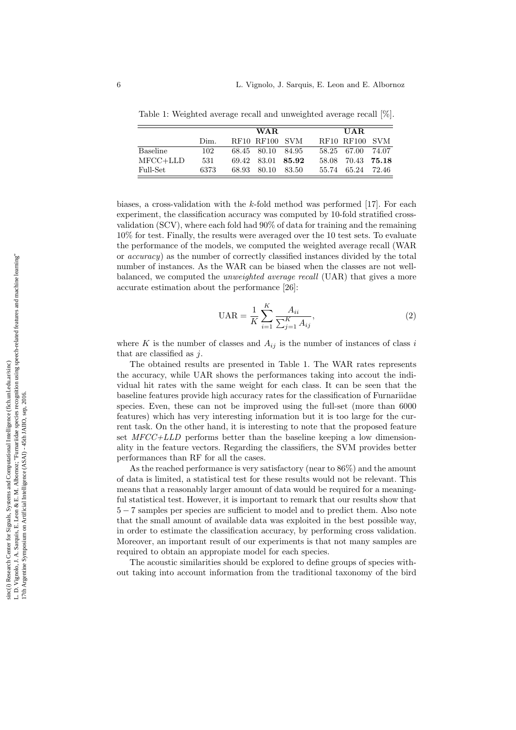Table 1: Weighted average recall and unweighted average recall [%].

| | Dim. | WAR | | | UAR | | |
|---|---|---|---|---|---|---|---|
| | | RF10 | RF100 | SVM | RF10 | RF100 | SVM |
| Baseline | 102 | 68.45 | 80.10 | 84.95 | 58.25 | 67.00 | 74.07 |
| MFCC+LLD | 531 | 69.42 | 83.01 | **85.92** | 58.08 | 70.43 | **75.18** |
| Full-Set | 6373 | 68.93 | 80.10 | 83.50 | 55.74 | 65.24 | 72.46 |

biases, a cross-validation with the $k$-fold method was performed [17]. For each experiment, the classification accuracy was computed by 10-fold stratified cross-validation (SCV), where each fold had 90% of data for training and the remaining 10% for test. Finally, the results were averaged over the 10 test sets. To evaluate the performance of the models, we computed the weighted average recall (WAR or *accuracy*) as the number of correctly classified instances divided by the total number of instances. As the WAR can be biased when the classes are not well-balanced, we computed the *unweighted average recall* (UAR) that gives a more accurate estimation about the performance [26]:

$$\text{UAR} = \frac{1}{K} \sum_{i=1}^{K} \frac{A_{ii}}{\sum_{j=1}^{K} A_{ij}}, \tag{2}$$

where $K$ is the number of classes and $A_{ij}$ is the number of instances of class $i$ that are classified as $j$.

The obtained results are presented in Table 1. The WAR rates represents the accuracy, while UAR shows the performances taking into accout the individual hit rates with the same weight for each class. It can be seen that the baseline features provide high accuracy rates for the classification of Furnariidae species. Even, these can not be improved using the full-set (more than 6000 features) which has very interesting information but it is too large for the current task. On the other hand, it is interesting to note that the proposed feature set *MFCC+LLD* performs better than the baseline keeping a low dimensionality in the feature vectors. Regarding the classifiers, the SVM provides better performances than RF for all the cases.

As the reached performance is very satisfactory (near to 86%) and the amount of data is limited, a statistical test for these results would not be relevant. This means that a reasonably larger amount of data would be required for a meaningful statistical test. However, it is important to remark that our results show that $5-7$ samples per species are sufficient to model and to predict them. Also note that the small amount of available data was exploited in the best possible way, in order to estimate the classification accuracy, by performing cross validation. Moreover, an important result of our experiments is that not many samples are required to obtain an appopiate model for each species.

The acoustic similarities should be explored to define groups of species without taking into account information from the traditional taxonomy of the bird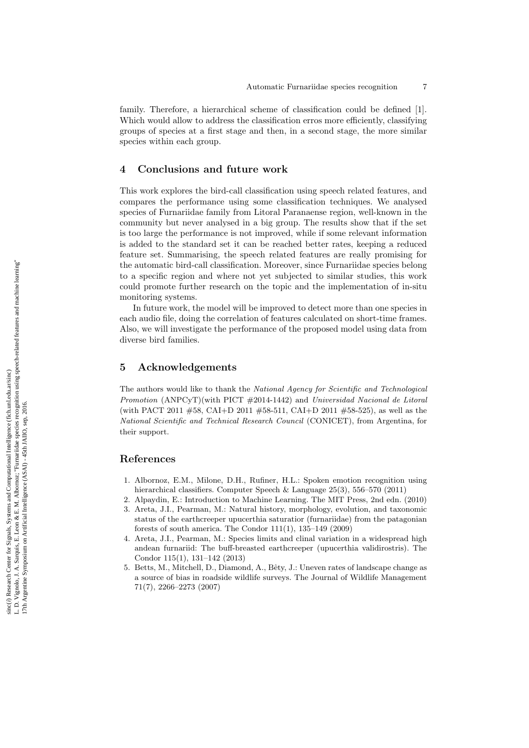family. Therefore, a hierarchical scheme of classification could be defined [1]. Which would allow to address the classification erros more efficiently, classifying groups of species at a first stage and then, in a second stage, the more similar species within each group.

## 4 Conclusions and future work

This work explores the bird-call classification using speech related features, and compares the performance using some classification techniques. We analysed species of Furnariidae family from Litoral Paranaense region, well-known in the community but never analysed in a big group. The results show that if the set is too large the performance is not improved, while if some relevant information is added to the standard set it can be reached better rates, keeping a reduced feature set. Summarising, the speech related features are really promising for the automatic bird-call classification. Moreover, since Furnariidae species belong to a specific region and where not yet subjected to similar studies, this work could promote further research on the topic and the implementation of in-situ monitoring systems.

In future work, the model will be improved to detect more than one species in each audio file, doing the correlation of features calculated on short-time frames. Also, we will investigate the performance of the proposed model using data from diverse bird families.

## 5 Acknowledgements

The authors would like to thank the *National Agency for Scientific and Technological Promotion* (ANPCyT)(with PICT #2014-1442) and *Universidad Nacional de Litoral* (with PACT 2011 #58, CAI+D 2011 #58-511, CAI+D 2011 #58-525), as well as the *National Scientific and Technical Research Council* (CONICET), from Argentina, for their support.

## References

1. Albornoz, E.M., Milone, D.H., Rufiner, H.L.: Spoken emotion recognition using hierarchical classifiers. Computer Speech & Language 25(3), 556–570 (2011)
2. Alpaydin, E.: Introduction to Machine Learning. The MIT Press, 2nd edn. (2010)
3. Areta, J.I., Pearman, M.: Natural history, morphology, evolution, and taxonomic status of the earthcreeper upucerthia saturatior (furnariidae) from the patagonian forests of south america. The Condor 111(1), 135–149 (2009)
4. Areta, J.I., Pearman, M.: Species limits and clinal variation in a widespread high andean furnariid: The buff-breasted earthcreeper (upucerthia validirostris). The Condor 115(1), 131–142 (2013)
5. Betts, M., Mitchell, D., Diamond, A., Bêty, J.: Uneven rates of landscape change as a source of bias in roadside wildlife surveys. The Journal of Wildlife Management 71(7), 2266–2273 (2007)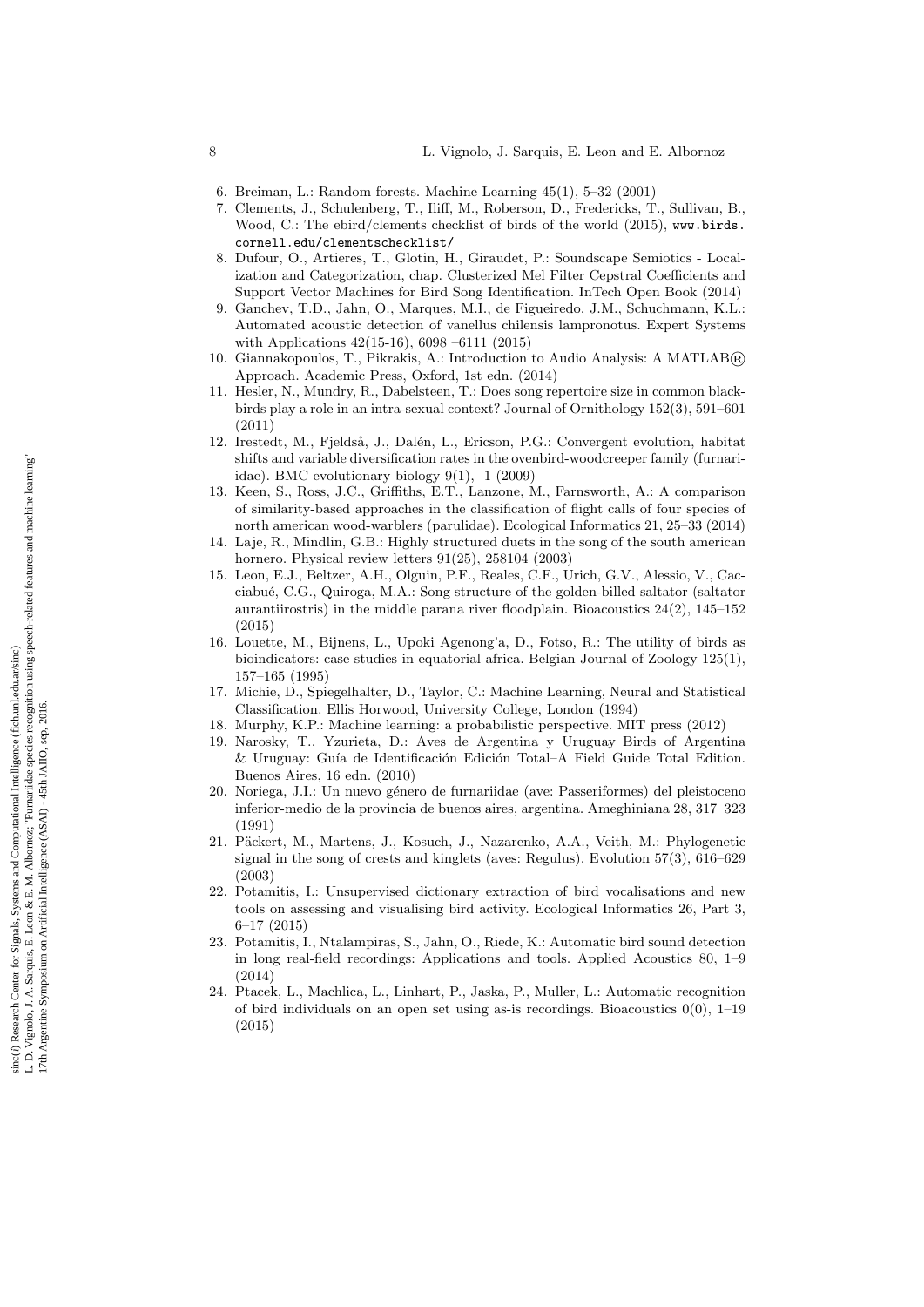6. Breiman, L.: Random forests. Machine Learning 45(1), 5–32 (2001)
7. Clements, J., Schulenberg, T., Iliff, M., Roberson, D., Fredericks, T., Sullivan, B., Wood, C.: The ebird/clements checklist of birds of the world (2015), www.birds.cornell.edu/clementschecklist/
8. Dufour, O., Artieres, T., Glotin, H., Giraudet, P.: Soundscape Semiotics - Localization and Categorization, chap. Clusterized Mel Filter Cepstral Coefficients and Support Vector Machines for Bird Song Identification. InTech Open Book (2014)
9. Ganchev, T.D., Jahn, O., Marques, M.I., de Figueiredo, J.M., Schuchmann, K.L.: Automated acoustic detection of vanellus chilensis lampronotus. Expert Systems with Applications 42(15-16), 6098 –6111 (2015)
10. Giannakopoulos, T., Pikrakis, A.: Introduction to Audio Analysis: A MATLAB® Approach. Academic Press, Oxford, 1st edn. (2014)
11. Hesler, N., Mundry, R., Dabelsteen, T.: Does song repertoire size in common blackbirds play a role in an intra-sexual context? Journal of Ornithology 152(3), 591–601 (2011)
12. Irestedt, M., Fjeldså, J., Dalén, L., Ericson, P.G.: Convergent evolution, habitat shifts and variable diversification rates in the ovenbird-woodcreeper family (furnariidae). BMC evolutionary biology 9(1), 1 (2009)
13. Keen, S., Ross, J.C., Griffiths, E.T., Lanzone, M., Farnsworth, A.: A comparison of similarity-based approaches in the classification of flight calls of four species of north american wood-warblers (parulidae). Ecological Informatics 21, 25–33 (2014)
14. Laje, R., Mindlin, G.B.: Highly structured duets in the song of the south american hornero. Physical review letters 91(25), 258104 (2003)
15. Leon, E.J., Beltzer, A.H., Olguin, P.F., Reales, C.F., Urich, G.V., Alessio, V., Cacciabué, C.G., Quiroga, M.A.: Song structure of the golden-billed saltator (saltator aurantiirostris) in the middle parana river floodplain. Bioacoustics 24(2), 145–152 (2015)
16. Louette, M., Bijnens, L., Upoki Agenong'a, D., Fotso, R.: The utility of birds as bioindicators: case studies in equatorial africa. Belgian Journal of Zoology 125(1), 157–165 (1995)
17. Michie, D., Spiegelhalter, D., Taylor, C.: Machine Learning, Neural and Statistical Classification. Ellis Horwood, University College, London (1994)
18. Murphy, K.P.: Machine learning: a probabilistic perspective. MIT press (2012)
19. Narosky, T., Yzurieta, D.: Aves de Argentina y Uruguay–Birds of Argentina & Uruguay: Guía de Identificación Edición Total–A Field Guide Total Edition. Buenos Aires, 16 edn. (2010)
20. Noriega, J.I.: Un nuevo género de furnariidae (ave: Passeriformes) del pleistoceno inferior-medio de la provincia de buenos aires, argentina. Ameghiniana 28, 317–323 (1991)
21. Päckert, M., Martens, J., Kosuch, J., Nazarenko, A.A., Veith, M.: Phylogenetic signal in the song of crests and kinglets (aves: Regulus). Evolution 57(3), 616–629 (2003)
22. Potamitis, I.: Unsupervised dictionary extraction of bird vocalisations and new tools on assessing and visualising bird activity. Ecological Informatics 26, Part 3, 6–17 (2015)
23. Potamitis, I., Ntalampiras, S., Jahn, O., Riede, K.: Automatic bird sound detection in long real-field recordings: Applications and tools. Applied Acoustics 80, 1–9 (2014)
24. Ptacek, L., Machlica, L., Linhart, P., Jaska, P., Muller, L.: Automatic recognition of bird individuals on an open set using as-is recordings. Bioacoustics 0(0), 1–19 (2015)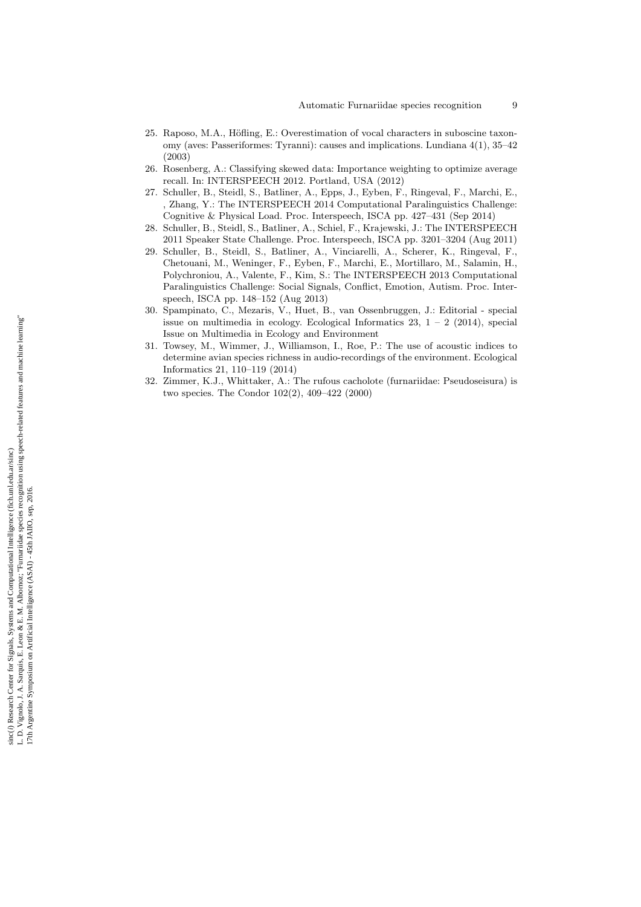25. Raposo, M.A., Höfling, E.: Overestimation of vocal characters in suboscine taxonomy (aves: Passeriformes: Tyranni): causes and implications. Lundiana 4(1), 35–42 (2003)
26. Rosenberg, A.: Classifying skewed data: Importance weighting to optimize average recall. In: INTERSPEECH 2012. Portland, USA (2012)
27. Schuller, B., Steidl, S., Batliner, A., Epps, J., Eyben, F., Ringeval, F., Marchi, E., , Zhang, Y.: The INTERSPEECH 2014 Computational Paralinguistics Challenge: Cognitive & Physical Load. Proc. Interspeech, ISCA pp. 427–431 (Sep 2014)
28. Schuller, B., Steidl, S., Batliner, A., Schiel, F., Krajewski, J.: The INTERSPEECH 2011 Speaker State Challenge. Proc. Interspeech, ISCA pp. 3201–3204 (Aug 2011)
29. Schuller, B., Steidl, S., Batliner, A., Vinciarelli, A., Scherer, K., Ringeval, F., Chetouani, M., Weninger, F., Eyben, F., Marchi, E., Mortillaro, M., Salamin, H., Polychroniou, A., Valente, F., Kim, S.: The INTERSPEECH 2013 Computational Paralinguistics Challenge: Social Signals, Conflict, Emotion, Autism. Proc. Interspeech, ISCA pp. 148–152 (Aug 2013)
30. Spampinato, C., Mezaris, V., Huet, B., van Ossenbruggen, J.: Editorial - special issue on multimedia in ecology. Ecological Informatics 23, 1 – 2 (2014), special Issue on Multimedia in Ecology and Environment
31. Towsey, M., Wimmer, J., Williamson, I., Roe, P.: The use of acoustic indices to determine avian species richness in audio-recordings of the environment. Ecological Informatics 21, 110–119 (2014)
32. Zimmer, K.J., Whittaker, A.: The rufous cacholote (furnariidae: Pseudoseisura) is two species. The Condor 102(2), 409–422 (2000)